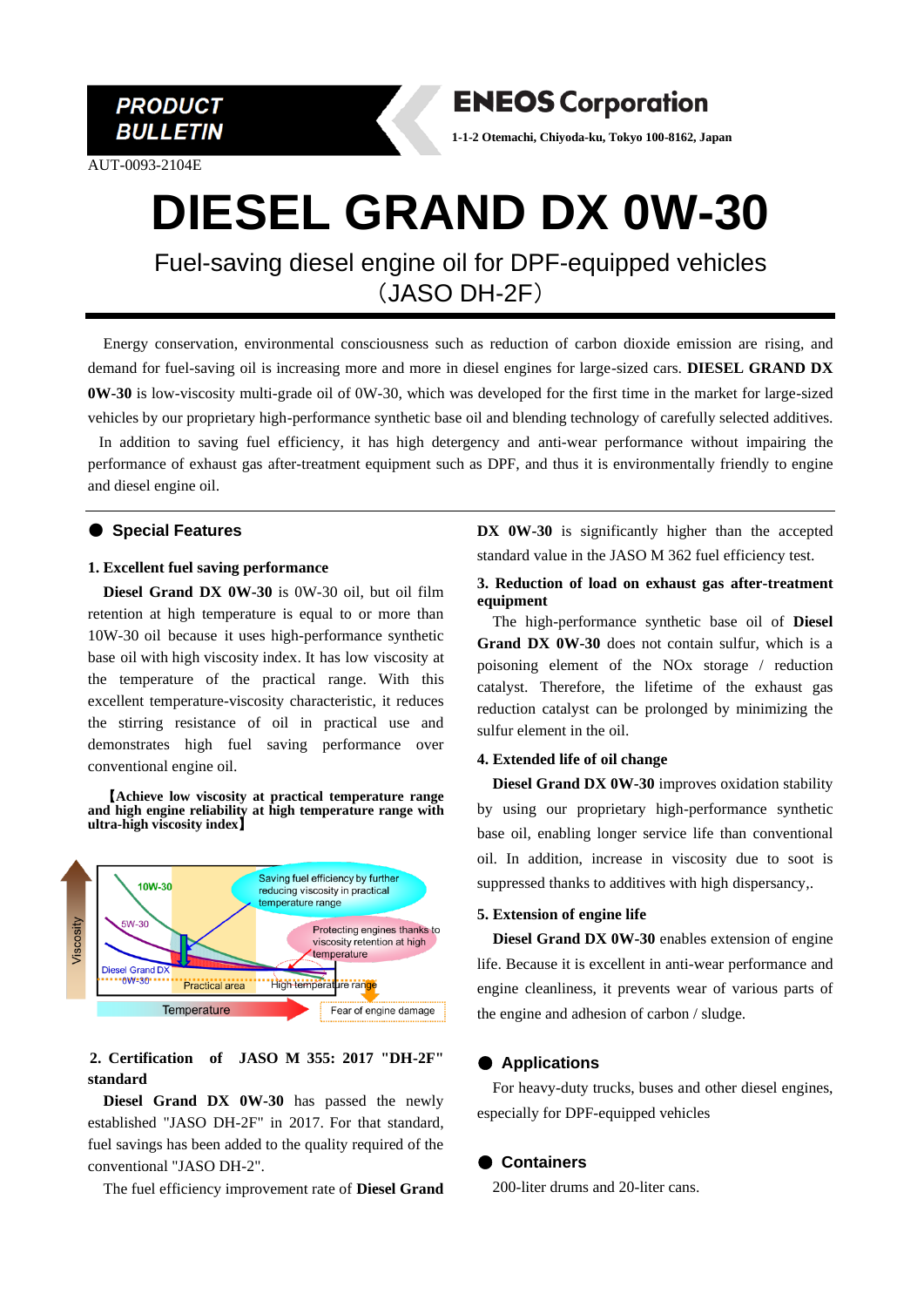**PRODUCT BULLETIN**

AUT-0093-2104E

**ENEOS Corporation**

**1-1-2 Otemachi, Chiyoda-ku, Tokyo 100-8162, Japan**

# DIESEL GRAND DX 0W-30

## Fuel-saving diesel engine oil for DPF-equipped vehicles (JASO DH-2F)

Energy conservation, environmental consciousness such as reduction of carbon dioxide emission are rising, and demand for fuel-saving oil is increasing more and more in diesel engines for large-sized cars. **DIESEL GRAND DX 0W-30** is low-viscosity multi-grade oil of 0W-30, which was developed for the first time in the market for large-sized vehicles by our proprietary high-performance synthetic base oil and blending technology of carefully selected additives.

In addition to saving fuel efficiency, it has high detergency and anti-wear performance without impairing the performance of exhaust gas after-treatment equipment such as DPF, and thus it is environmentally friendly to engine and diesel engine oil.

## ● Special Features

### 1. Excellent fuel saving performance

**Diesel Grand DX 0W-30** is 0W-30 oil, but oil film retention at high temperature is equal to or more than 10W-30 oil because it uses high-performance synthetic base oil with high viscosity index. It has low viscosity at the temperature of the practical range. With this excellent temperature-viscosity characteristic, it reduces the stirring resistance of oil in practical use and demonstrates high fuel saving performance over conventional engine oil.

**【Achieve low viscosity at practical temperature range and high engine reliability at high temperature range with ultra-high viscosity index】**

Viscosity | 10W-30 | 5W-30 | Diesel Grand DX 0W-30 | Saving fuel efficiency by further reducing viscosity in practical temperature range | Protecting engines thanks to viscosity retention at high temperature | Practical area | High temperature range | Fear of engine damage | Temperature

### 2. Certification of JASO M 355: 2017 "DH-2F" standard

**Diesel Grand DX 0W-30** has passed the newly established "JASO DH-2F" in 2017. For that standard, fuel savings has been added to the quality required of the conventional "JASO DH-2".

The fuel efficiency improvement rate of **Diesel Grand DX 0W-30** is significantly higher than the accepted standard value in the JASO M 362 fuel efficiency test.

### 3. Reduction of load on exhaust gas after-treatment equipment

The high-performance synthetic base oil of **Diesel Grand DX 0W-30** does not contain sulfur, which is a poisoning element of the NOx storage / reduction catalyst. Therefore, the lifetime of the exhaust gas reduction catalyst can be prolonged by minimizing the sulfur element in the oil.

### 4. Extended life of oil change

**Diesel Grand DX 0W-30** improves oxidation stability by using our proprietary high-performance synthetic base oil, enabling longer service life than conventional oil. In addition, increase in viscosity due to soot is suppressed thanks to additives with high dispersancy,.

### 5. Extension of engine life

**Diesel Grand DX 0W-30** enables extension of engine life. Because it is excellent in anti-wear performance and engine cleanliness, it prevents wear of various parts of the engine and adhesion of carbon / sludge.

## ● Applications

For heavy-duty trucks, buses and other diesel engines, especially for DPF-equipped vehicles

## ● Containers

200-liter drums and 20-liter cans.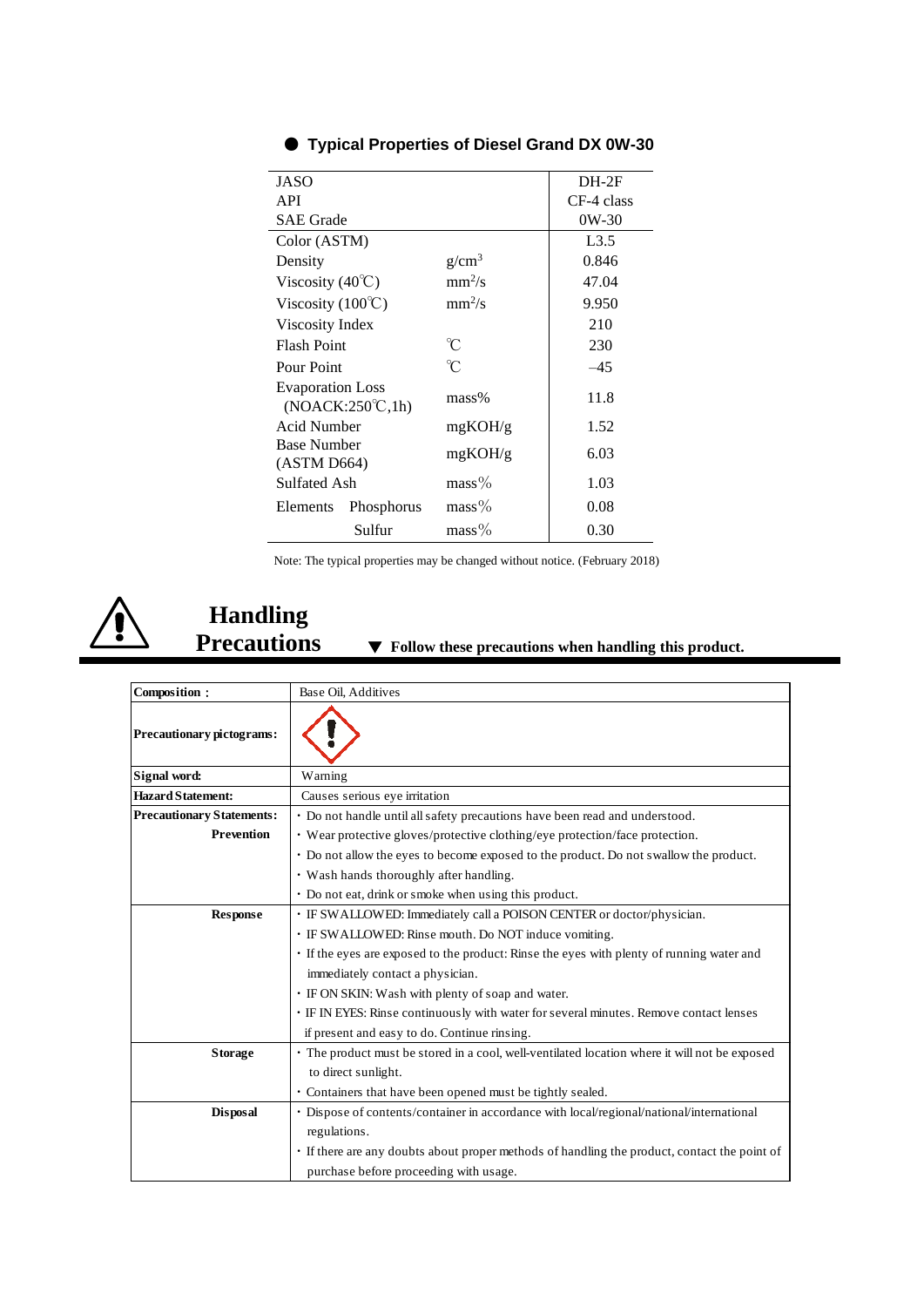## ● Typical Properties of Diesel Grand DX 0W-30

| | | |
|---|---|---|
| JASO | | DH-2F |
| API | | CF-4 class |
| SAE Grade | | 0W-30 |
| Color (ASTM) | | L3.5 |
| Density | g/cm$^3$ | 0.846 |
| Viscosity (40℃) | mm$^2$/s | 47.04 |
| Viscosity (100℃) | mm$^2$/s | 9.950 |
| Viscosity Index | | 210 |
| Flash Point | ℃ | 230 |
| Pour Point | ℃ | –45 |
| Evaporation Loss (NOACK:250℃,1h) | mass% | 11.8 |
| Acid Number | mgKOH/g | 1.52 |
| Base Number (ASTM D664) | mgKOH/g | 6.03 |
| Sulfated Ash | mass% | 1.03 |
| Elements Phosphorus | mass% | 0.08 |
| Sulfur | mass% | 0.30 |

Note: The typical properties may be changed without notice. (February 2018)

## Handling Precautions

▼ **Follow these precautions when handling this product.**

| | |
|---|---|
| **Composition :** | Base Oil, Additives |
| **Precautionary pictograms:** | |
| **Signal word:** | Warning |
| **Hazard Statement:** | Causes serious eye irritation |
| **Precautionary Statements:** **Prevention** | ・Do not handle until all safety precautions have been read and understood.<br>・Wear protective gloves/protective clothing/eye protection/face protection.<br>・Do not allow the eyes to become exposed to the product. Do not swallow the product.<br>・Wash hands thoroughly after handling.<br>・Do not eat, drink or smoke when using this product. |
| **Response** | ・IF SWALLOWED: Immediately call a POISON CENTER or doctor/physician.<br>・IF SWALLOWED: Rinse mouth. Do NOT induce vomiting.<br>・If the eyes are exposed to the product: Rinse the eyes with plenty of running water and immediately contact a physician.<br>・IF ON SKIN: Wash with plenty of soap and water.<br>・IF IN EYES: Rinse continuously with water for several minutes. Remove contact lenses if present and easy to do. Continue rinsing. |
| **Storage** | ・The product must be stored in a cool, well-ventilated location where it will not be exposed to direct sunlight.<br>・Containers that have been opened must be tightly sealed. |
| **Disposal** | ・Dispose of contents/container in accordance with local/regional/national/international regulations.<br>・If there are any doubts about proper methods of handling the product, contact the point of purchase before proceeding with usage. |